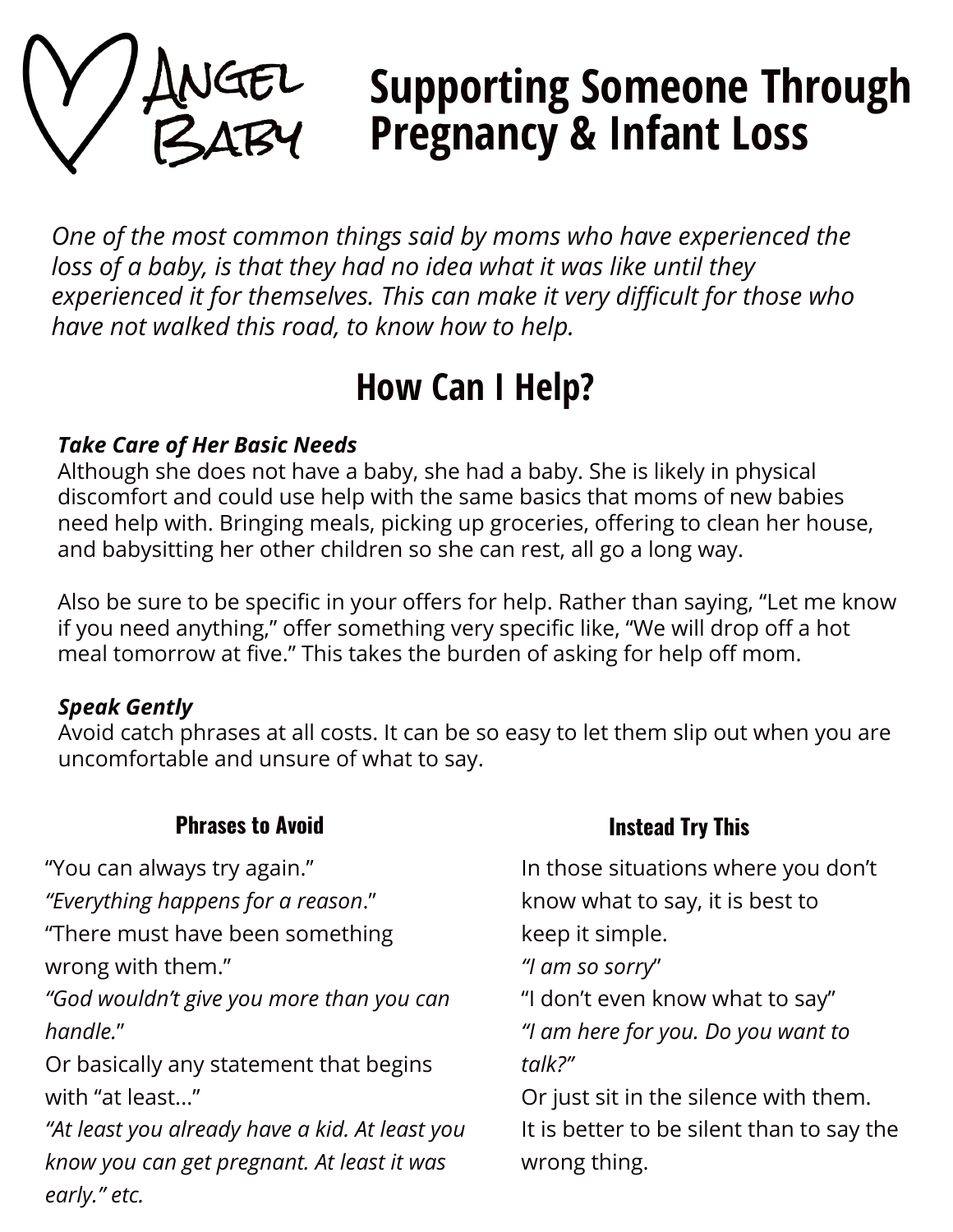Angel Baby

# Supporting Someone Through Pregnancy & Infant Loss

*One of the most common things said by moms who have experienced the loss of a baby, is that they had no idea what it was like until they experienced it for themselves. This can make it very difficult for those who have not walked this road, to know how to help.*

## How Can I Help?

***Take Care of Her Basic Needs***

Although she does not have a baby, she had a baby. She is likely in physical discomfort and could use help with the same basics that moms of new babies need help with. Bringing meals, picking up groceries, offering to clean her house, and babysitting her other children so she can rest, all go a long way.

Also be sure to be specific in your offers for help. Rather than saying, "Let me know if you need anything," offer something very specific like, "We will drop off a hot meal tomorrow at five." This takes the burden of asking for help off mom.

***Speak Gently***

Avoid catch phrases at all costs. It can be so easy to let them slip out when you are uncomfortable and unsure of what to say.

### Phrases to Avoid

"You can always try again."
*"Everything happens for a reason*."
"There must have been something wrong with them."
*"God wouldn't give you more than you can handle.*"
Or basically any statement that begins with "at least..."
*"At least you already have a kid. At least you know you can get pregnant. At least it was early." etc.*

### Instead Try This

In those situations where you don't know what to say, it is best to keep it simple.
*"I am so sorry*"
"I don't even know what to say"
*"I am here for you. Do you want to talk?"*
Or just sit in the silence with them.
It is better to be silent than to say the wrong thing.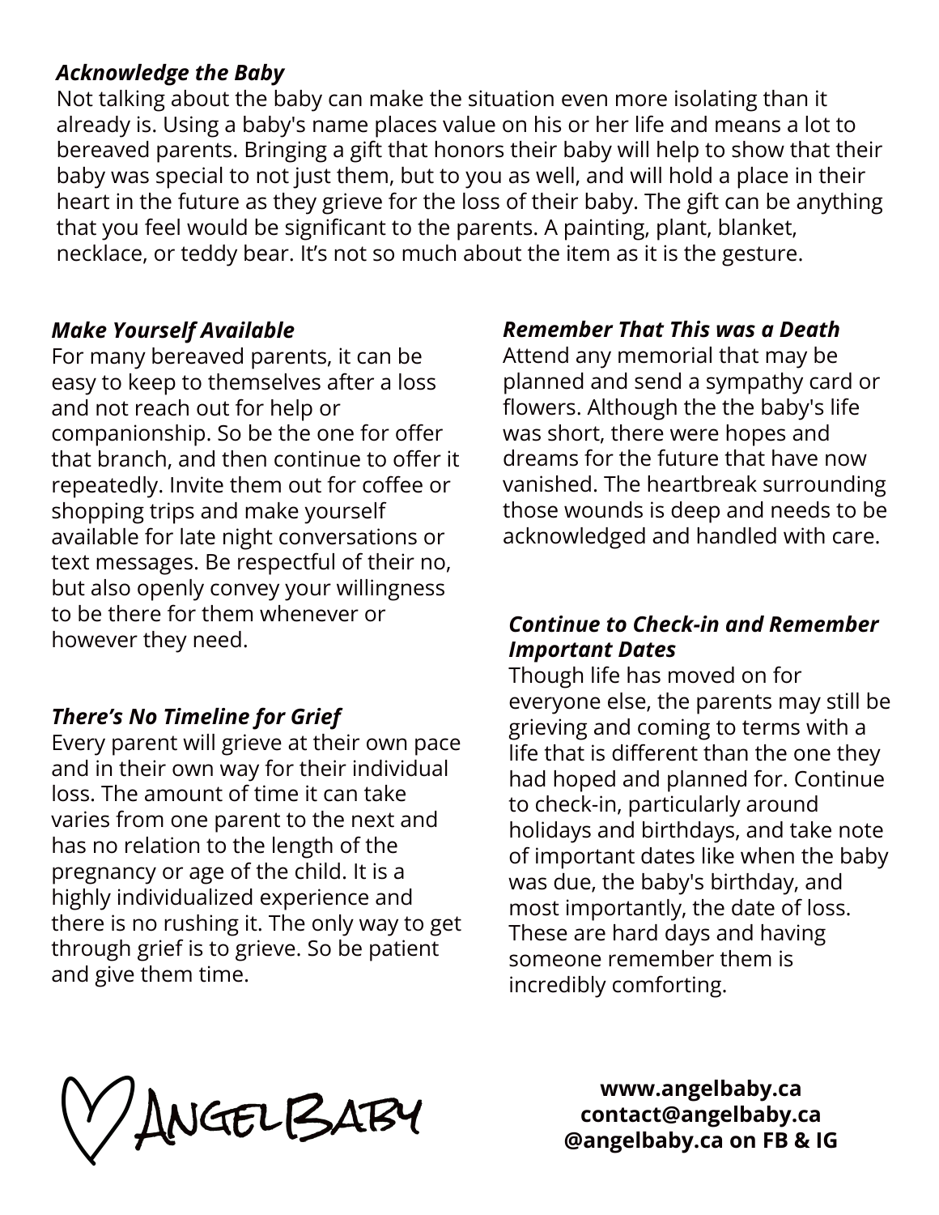***Acknowledge the Baby***
Not talking about the baby can make the situation even more isolating than it already is. Using a baby's name places value on his or her life and means a lot to bereaved parents. Bringing a gift that honors their baby will help to show that their baby was special to not just them, but to you as well, and will hold a place in their heart in the future as they grieve for the loss of their baby. The gift can be anything that you feel would be significant to the parents. A painting, plant, blanket, necklace, or teddy bear. It's not so much about the item as it is the gesture.

***Make Yourself Available***
For many bereaved parents, it can be easy to keep to themselves after a loss and not reach out for help or companionship. So be the one for offer that branch, and then continue to offer it repeatedly. Invite them out for coffee or shopping trips and make yourself available for late night conversations or text messages. Be respectful of their no, but also openly convey your willingness to be there for them whenever or however they need.

***There's No Timeline for Grief***
Every parent will grieve at their own pace and in their own way for their individual loss. The amount of time it can take varies from one parent to the next and has no relation to the length of the pregnancy or age of the child. It is a highly individualized experience and there is no rushing it. The only way to get through grief is to grieve. So be patient and give them time.

***Remember That This was a Death***
Attend any memorial that may be planned and send a sympathy card or flowers. Although the the baby's life was short, there were hopes and dreams for the future that have now vanished. The heartbreak surrounding those wounds is deep and needs to be acknowledged and handled with care.

***Continue to Check-in and Remember Important Dates***
Though life has moved on for everyone else, the parents may still be grieving and coming to terms with a life that is different than the one they had hoped and planned for. Continue to check-in, particularly around holidays and birthdays, and take note of important dates like when the baby was due, the baby's birthday, and most importantly, the date of loss. These are hard days and having someone remember them is incredibly comforting.

AngelBaby

**www.angelbaby.ca**
**contact@angelbaby.ca**
**@angelbaby.ca on FB & IG**